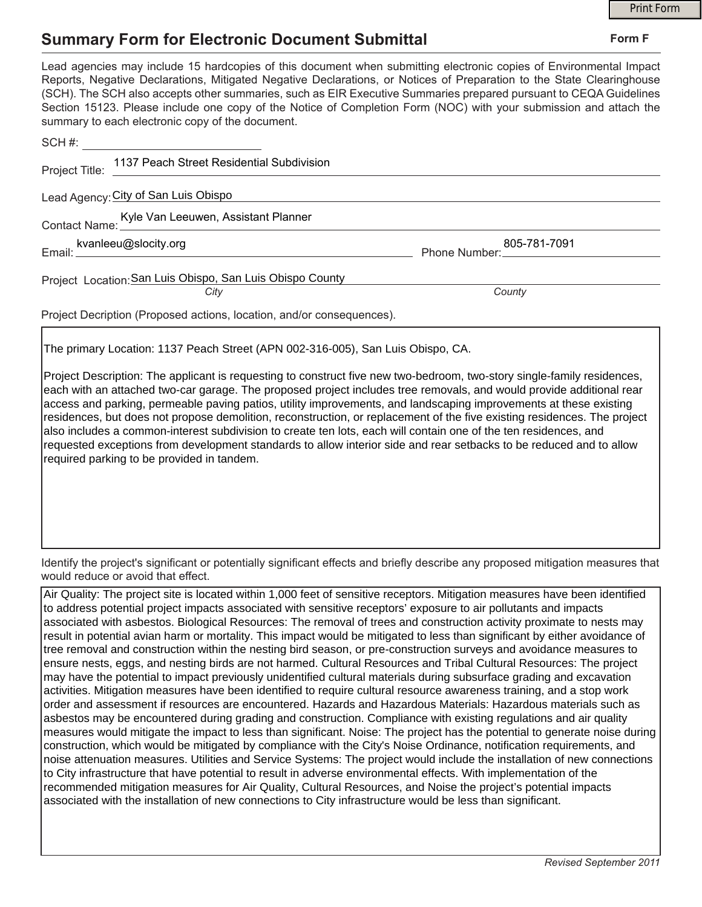# Summary Form for Electronic Document Submittal

**Form F**

Lead agencies may include 15 hardcopies of this document when submitting electronic copies of Environmental Impact Reports, Negative Declarations, Mitigated Negative Declarations, or Notices of Preparation to the State Clearinghouse (SCH). The SCH also accepts other summaries, such as EIR Executive Summaries prepared pursuant to CEQA Guidelines Section 15123. Please include one copy of the Notice of Completion Form (NOC) with your submission and attach the summary to each electronic copy of the document.

SCH #: ____________________

Project Title: 1137 Peach Street Residential Subdivision

Lead Agency: City of San Luis Obispo

Contact Name: Kyle Van Leeuwen, Assistant Planner

Email: kvanleeu@slocity.org

Phone Number: 805-781-7091

Project Location: San Luis Obispo, San Luis Obispo County

*City* *County*

Project Decription (Proposed actions, location, and/or consequences).

The primary Location: 1137 Peach Street (APN 002-316-005), San Luis Obispo, CA.

Project Description: The applicant is requesting to construct five new two-bedroom, two-story single-family residences, each with an attached two-car garage. The proposed project includes tree removals, and would provide additional rear access and parking, permeable paving patios, utility improvements, and landscaping improvements at these existing residences, but does not propose demolition, reconstruction, or replacement of the five existing residences. The project also includes a common-interest subdivision to create ten lots, each will contain one of the ten residences, and requested exceptions from development standards to allow interior side and rear setbacks to be reduced and to allow required parking to be provided in tandem.

Identify the project's significant or potentially significant effects and briefly describe any proposed mitigation measures that would reduce or avoid that effect.

Air Quality: The project site is located within 1,000 feet of sensitive receptors. Mitigation measures have been identified to address potential project impacts associated with sensitive receptors' exposure to air pollutants and impacts associated with asbestos. Biological Resources: The removal of trees and construction activity proximate to nests may result in potential avian harm or mortality. This impact would be mitigated to less than significant by either avoidance of tree removal and construction within the nesting bird season, or pre-construction surveys and avoidance measures to ensure nests, eggs, and nesting birds are not harmed. Cultural Resources and Tribal Cultural Resources: The project may have the potential to impact previously unidentified cultural materials during subsurface grading and excavation activities. Mitigation measures have been identified to require cultural resource awareness training, and a stop work order and assessment if resources are encountered. Hazards and Hazardous Materials: Hazardous materials such as asbestos may be encountered during grading and construction. Compliance with existing regulations and air quality measures would mitigate the impact to less than significant. Noise: The project has the potential to generate noise during construction, which would be mitigated by compliance with the City's Noise Ordinance, notification requirements, and noise attenuation measures. Utilities and Service Systems: The project would include the installation of new connections to City infrastructure that have potential to result in adverse environmental effects. With implementation of the recommended mitigation measures for Air Quality, Cultural Resources, and Noise the project's potential impacts associated with the installation of new connections to City infrastructure would be less than significant.

*Revised September 2011*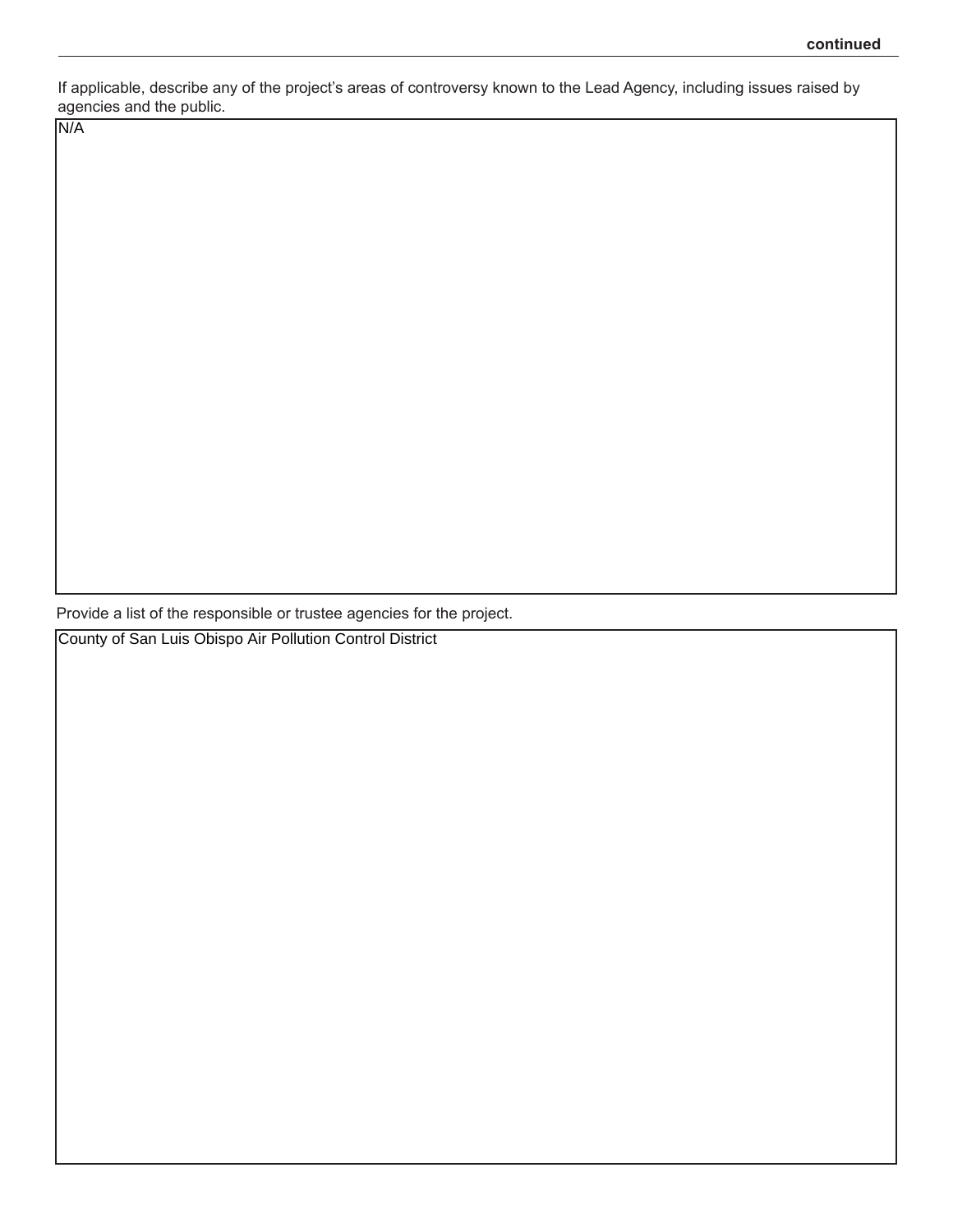**continued**

If applicable, describe any of the project's areas of controversy known to the Lead Agency, including issues raised by agencies and the public.

N/A

Provide a list of the responsible or trustee agencies for the project.

County of San Luis Obispo Air Pollution Control District